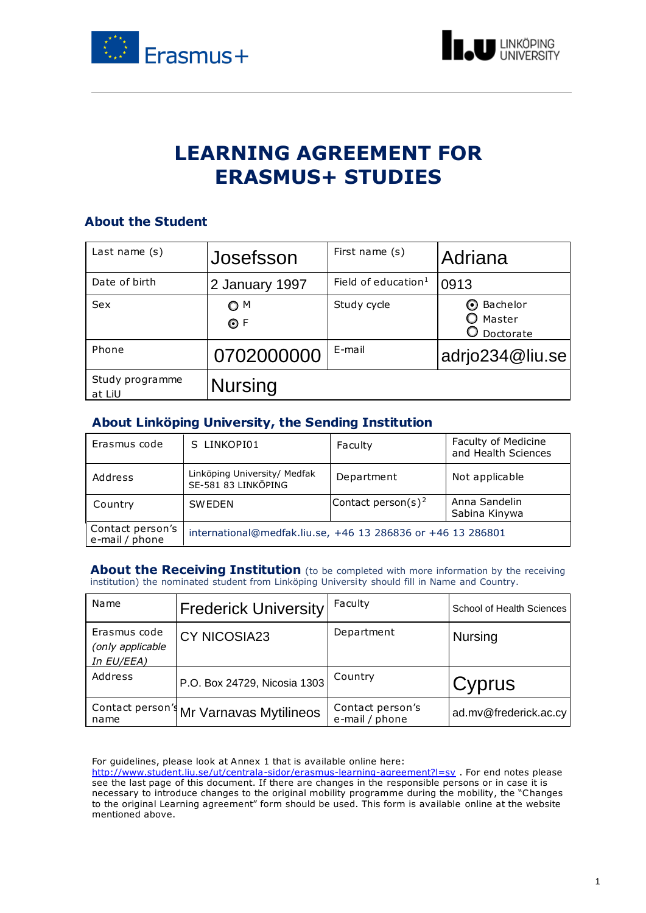# LEARNING AGREEMENT FOR ERASMUS+ STUDIES

## About the Student

| Last name (s) | Josefsson | First name (s) | Adriana |
|---|---|---|---|
| Date of birth | 2 January 1997 | Field of education[1] | 0913 |
| Sex | ○ M<br>⊙ F | Study cycle | ⊙ Bachelor<br>○ Master<br>○ Doctorate |
| Phone | 0702000000 | E-mail | adrjo234@liu.se |
| Study programme at LiU | Nursing | | |

## About Linköping University, the Sending Institution

| Erasmus code | S LINKOPI01 | Faculty | Faculty of Medicine and Health Sciences |
|---|---|---|---|
| Address | Linköping University/ Medfak<br>SE-581 83 LINKÖPING | Department | Not applicable |
| Country | SWEDEN | Contact person(s)[2] | Anna Sandelin<br>Sabina Kinywa |
| Contact person's e-mail / phone | international@medfak.liu.se, +46 13 286836 or +46 13 286801 | | |

## About the Receiving Institution

(to be completed with more information by the receiving institution) the nominated student from Linköping University should fill in Name and Country.

| Name | Frederick University | Faculty | School of Health Sciences |
|---|---|---|---|
| Erasmus code *(only applicable In EU/EEA)* | CY NICOSIA23 | Department | Nursing |
| Address | P.O. Box 24729, Nicosia 1303 | Country | Cyprus |
| Contact person's name | Mr Varnavas Mytilineos | Contact person's e-mail / phone | ad.mv@frederick.ac.cy |

For guidelines, please look at Annex 1 that is available online here: http://www.student.liu.se/ut/centrala-sidor/erasmus-learning-agreement?l=sv . For end notes please see the last page of this document. If there are changes in the responsible persons or in case it is necessary to introduce changes to the original mobility programme during the mobility, the "Changes to the original Learning agreement" form should be used. This form is available online at the website mentioned above.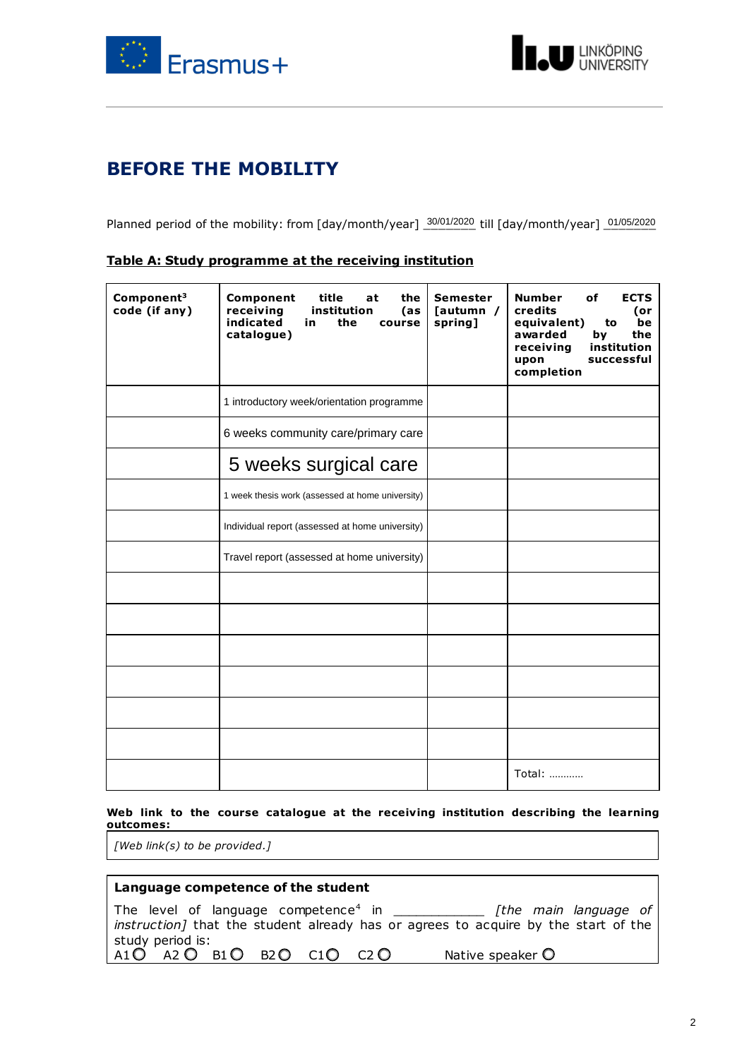# BEFORE THE MOBILITY

Planned period of the mobility: from [day/month/year] 30/01/2020 till [day/month/year] 01/05/2020

**Table A: Study programme at the receiving institution**

| Component[3] code (if any) | Component title at the receiving institution (as indicated in the course catalogue) | Semester [autumn / spring] | Number of ECTS credits (or equivalent) to be awarded by the receiving institution upon successful completion |
|---|---|---|---|
| | 1 introductory week/orientation programme | | |
| | 6 weeks community care/primary care | | |
| | 5 weeks surgical care | | |
| | 1 week thesis work (assessed at home university) | | |
| | Individual report (assessed at home university) | | |
| | Travel report (assessed at home university) | | |
| | | | |
| | | | |
| | | | |
| | | | |
| | | | |
| | | | |
| | | | Total: ………… |

**Web link to the course catalogue at the receiving institution describing the learning outcomes:**

*[Web link(s) to be provided.]*

**Language competence of the student**

The level of language competence[4] in ____________ *[the main language of instruction]* that the student already has or agrees to acquire by the start of the study period is:

A1 ○ A2 ○ B1 ○ B2 ○ C1 ○ C2 ○ Native speaker ○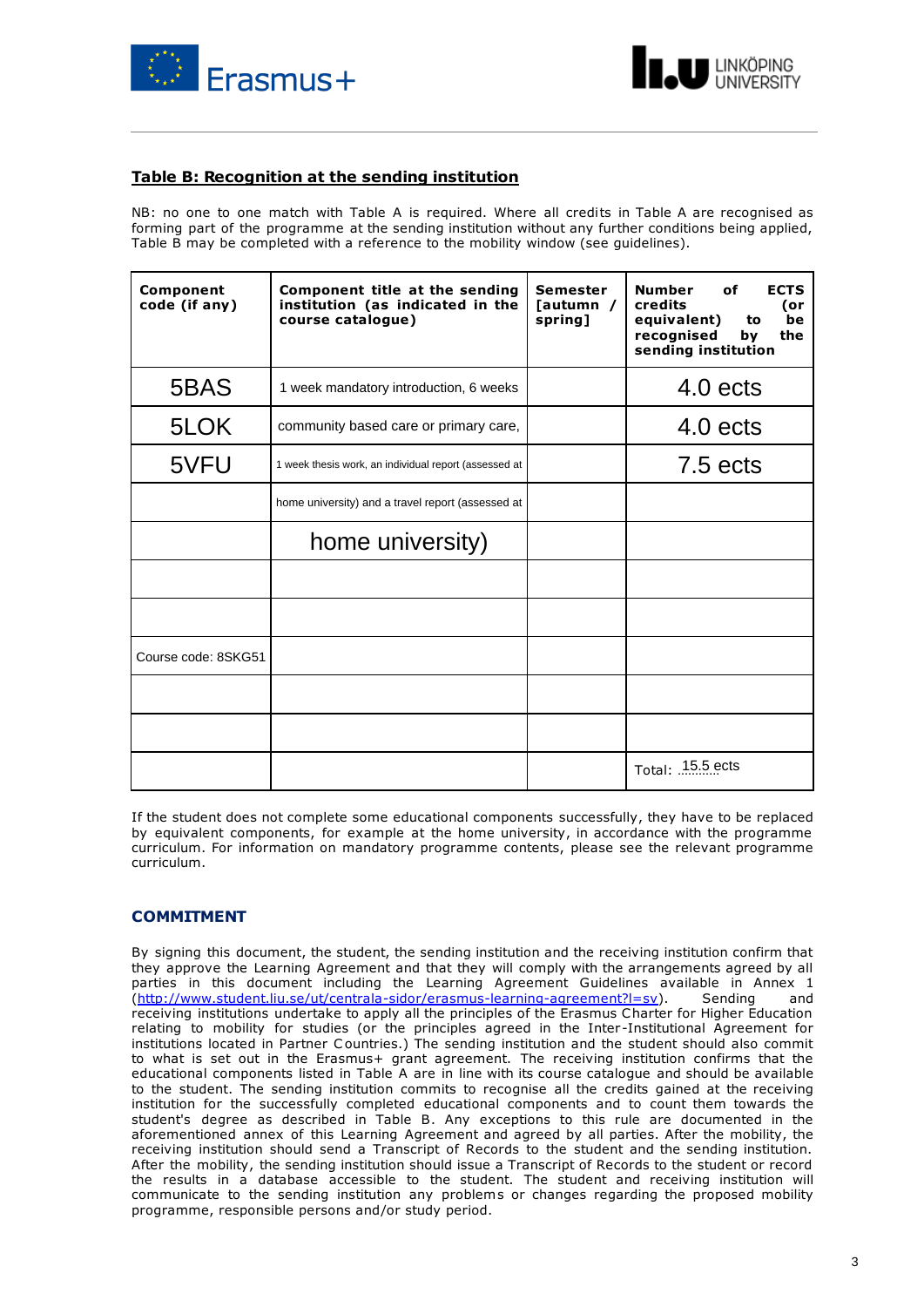## Table B: Recognition at the sending institution

NB: no one to one match with Table A is required. Where all credits in Table A are recognised as forming part of the programme at the sending institution without any further conditions being applied, Table B may be completed with a reference to the mobility window (see guidelines).

| Component code (if any) | Component title at the sending institution (as indicated in the course catalogue) | Semester [autumn / spring] | Number of ECTS credits (or equivalent) to be recognised by the sending institution |
|---|---|---|---|
| 5BAS | 1 week mandatory introduction, 6 weeks | | 4.0 ects |
| 5LOK | community based care or primary care, | | 4.0 ects |
| 5VFU | 1 week thesis work, an individual report (assessed at | | 7.5 ects |
| | home university) and a travel report (assessed at | | |
| | home university) | | |
| | | | |
| | | | |
| Course code: 8SKG51 | | | |
| | | | |
| | | | |
| | | | Total: 15.5 ects |

If the student does not complete some educational components successfully, they have to be replaced by equivalent components, for example at the home university, in accordance with the programme curriculum. For information on mandatory programme contents, please see the relevant programme curriculum.

### COMMITMENT

By signing this document, the student, the sending institution and the receiving institution confirm that they approve the Learning Agreement and that they will comply with the arrangements agreed by all parties in this document including the Learning Agreement Guidelines available in Annex 1 (http://www.student.liu.se/ut/centrala-sidor/erasmus-learning-agreement?l=sv). Sending and receiving institutions undertake to apply all the principles of the Erasmus Charter for Higher Education relating to mobility for studies (or the principles agreed in the Inter-Institutional Agreement for institutions located in Partner Countries.) The sending institution and the student should also commit to what is set out in the Erasmus+ grant agreement. The receiving institution confirms that the educational components listed in Table A are in line with its course catalogue and should be available to the student. The sending institution commits to recognise all the credits gained at the receiving institution for the successfully completed educational components and to count them towards the student's degree as described in Table B. Any exceptions to this rule are documented in the aforementioned annex of this Learning Agreement and agreed by all parties. After the mobility, the receiving institution should send a Transcript of Records to the student and the sending institution. After the mobility, the sending institution should issue a Transcript of Records to the student or record the results in a database accessible to the student. The student and receiving institution will communicate to the sending institution any problems or changes regarding the proposed mobility programme, responsible persons and/or study period.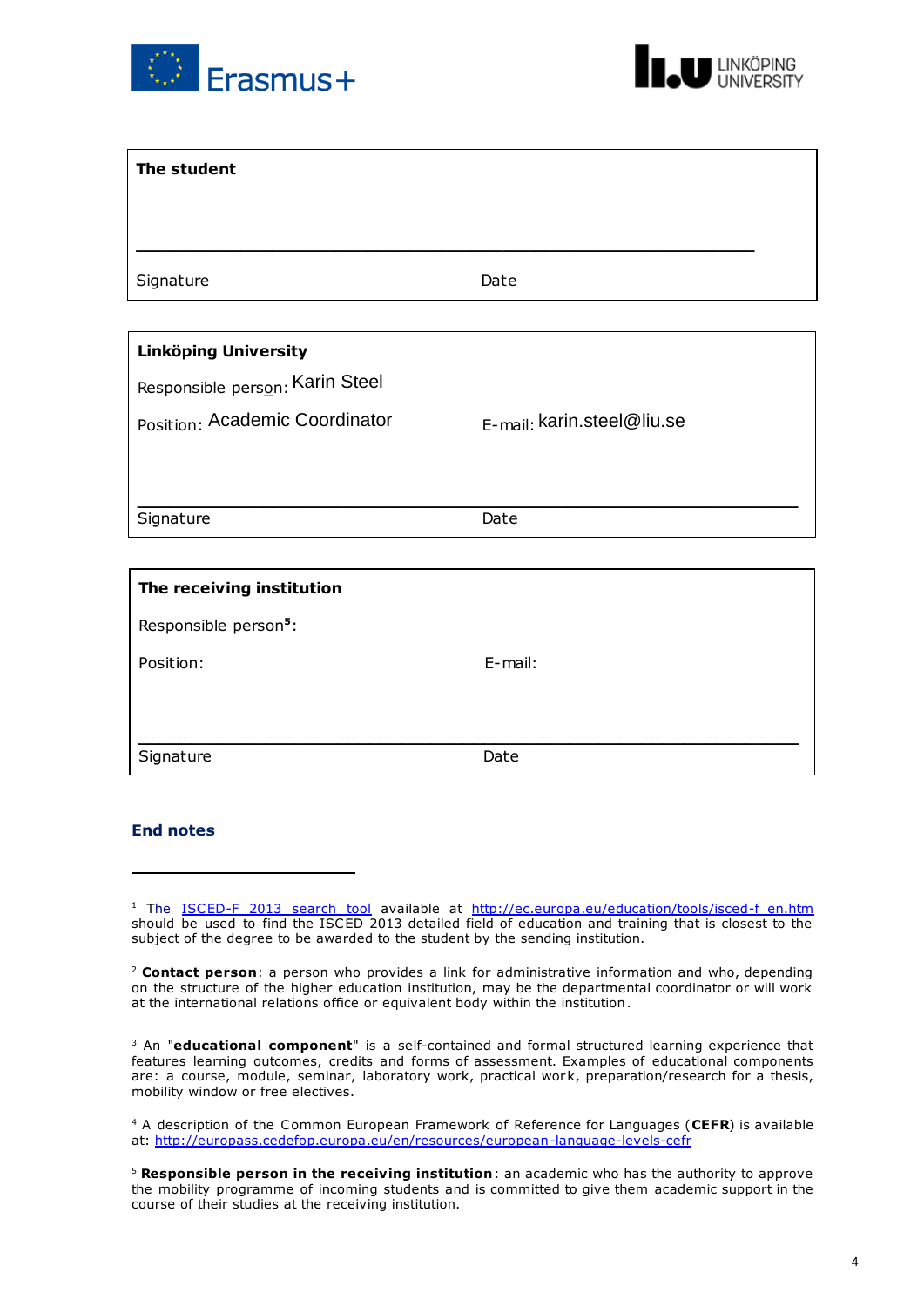**The student**

Signature Date

---

**Linköping University**

Responsible person: Karin Steel

Position: Academic Coordinator E-mail: karin.steel@liu.se

Signature Date

---

**The receiving institution**

Responsible person[5]:

Position: E-mail:

Signature Date

---

## End notes

[1] The ISCED-F 2013 search tool available at http://ec.europa.eu/education/tools/isced-f_en.htm should be used to find the ISCED 2013 detailed field of education and training that is closest to the subject of the degree to be awarded to the student by the sending institution.

[2] **Contact person**: a person who provides a link for administrative information and who, depending on the structure of the higher education institution, may be the departmental coordinator or will work at the international relations office or equivalent body within the institution.

[3] An "**educational component**" is a self-contained and formal structured learning experience that features learning outcomes, credits and forms of assessment. Examples of educational components are: a course, module, seminar, laboratory work, practical work, preparation/research for a thesis, mobility window or free electives.

[4] A description of the Common European Framework of Reference for Languages (**CEFR**) is available at: http://europass.cedefop.europa.eu/en/resources/european-language-levels-cefr

[5] **Responsible person in the receiving institution**: an academic who has the authority to approve the mobility programme of incoming students and is committed to give them academic support in the course of their studies at the receiving institution.